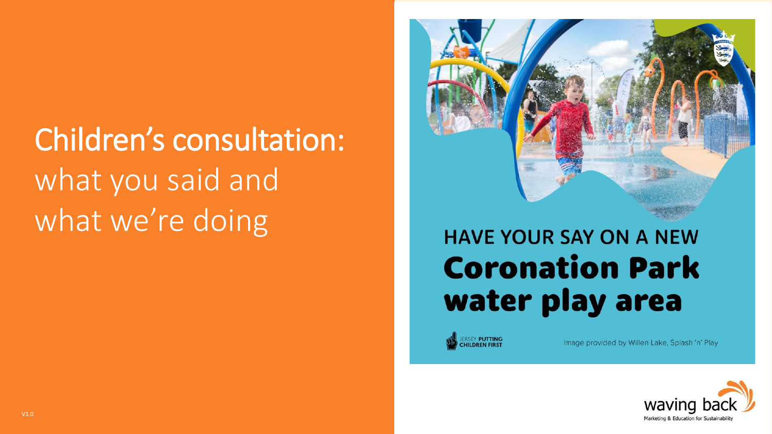# Children's consultation: what you said and what we're doing

HAVE YOUR SAY ON A NEW
**Coronation Park water play area**

JERSEY **PUTTING CHILDREN FIRST**

Image provided by Willen Lake, Splash 'n' Play

waving back
Marketing & Education for Sustainability

V1.0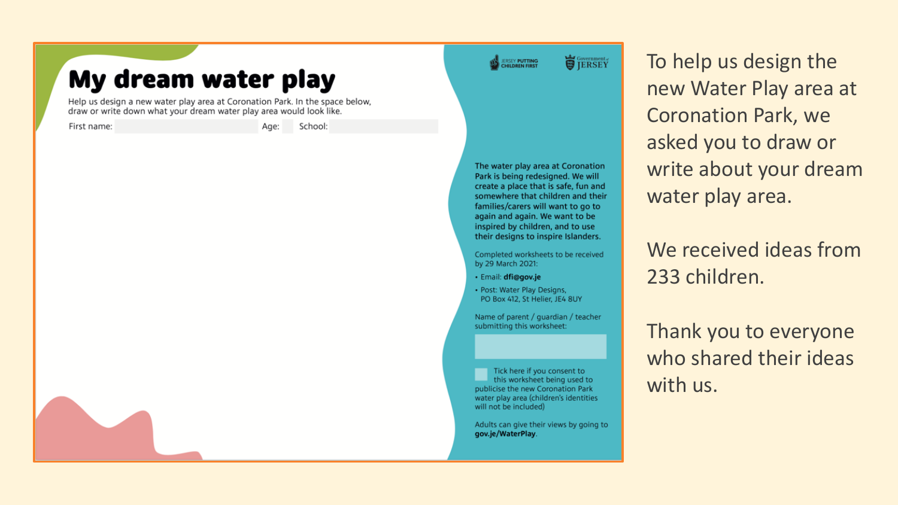# My dream water play

Help us design a new water play area at Coronation Park. In the space below, draw or write down what your dream water play area would look like.

First name: Age: School:

JERSEY PUTTING CHILDREN FIRST

Government of JERSEY

The water play area at Coronation Park is being redesigned. We will create a place that is safe, fun and somewhere that children and their families/carers will want to go to again and again. We want to be inspired by children, and to use their designs to inspire Islanders.

Completed worksheets to be received by 29 March 2021:

- Email: **dfi@gov.je**
- Post: Water Play Designs, PO Box 412, St Helier, JE4 8UY

Name of parent / guardian / teacher submitting this worksheet:

Tick here if you consent to this worksheet being used to publicise the new Coronation Park water play area (children's identities will not be included)

Adults can give their views by going to **gov.je/WaterPlay**.

To help us design the new Water Play area at Coronation Park, we asked you to draw or write about your dream water play area.

We received ideas from 233 children.

Thank you to everyone who shared their ideas with us.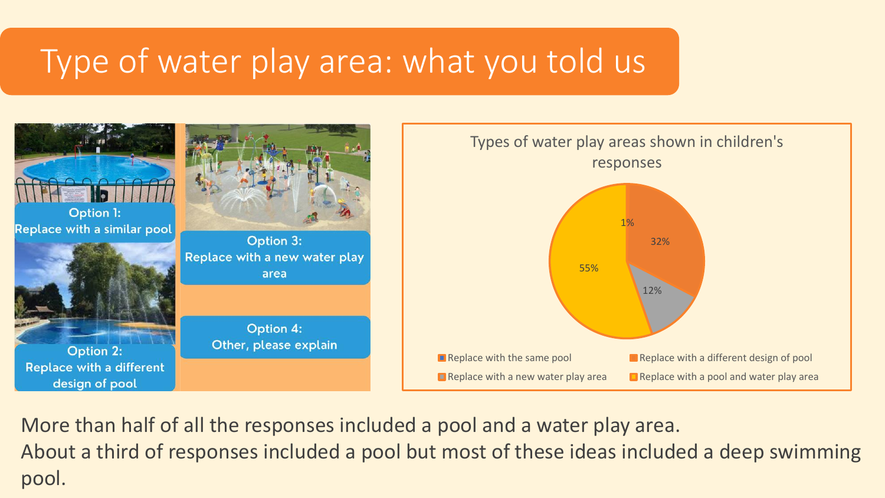# Type of water play area: what you told us

Option 1:
Replace with a similar pool

Option 2:
Replace with a different design of pool

Option 3:
Replace with a new water play area

Option 4:
Other, please explain

Types of water play areas shown in children's responses

1%
32%
12%
55%

Replace with the same pool
Replace with a different design of pool
Replace with a new water play area
Replace with a pool and water play area

More than half of all the responses included a pool and a water play area.
About a third of responses included a pool but most of these ideas included a deep swimming pool.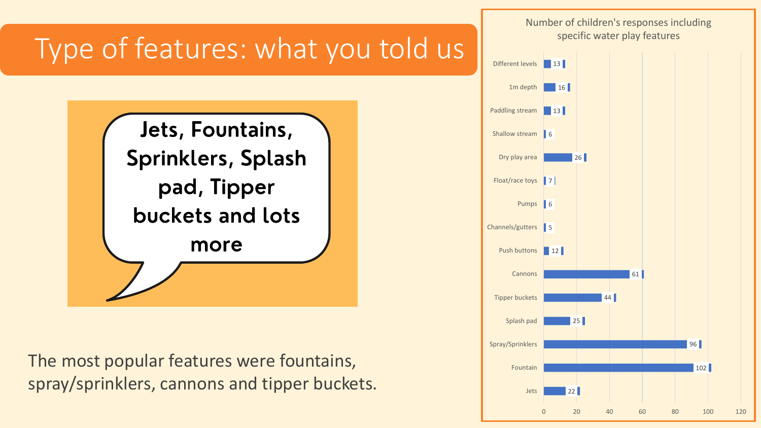# Type of features: what you told us

**Jets, Fountains, Sprinklers, Splash pad, Tipper buckets and lots more**

The most popular features were fountains, spray/sprinklers, cannons and tipper buckets.

Number of children's responses including specific water play features

Different levels 13
1m depth 16
Paddling stream 13
Shallow stream 6
Dry play area 26
Float/race toys 7
Pumps 6
Channels/gutters 5
Push buttons 12
Cannons 61
Tipper buckets 44
Splash pad 25
Spray/Sprinklers 96
Fountain 102
Jets 22

0 20 40 60 80 100 120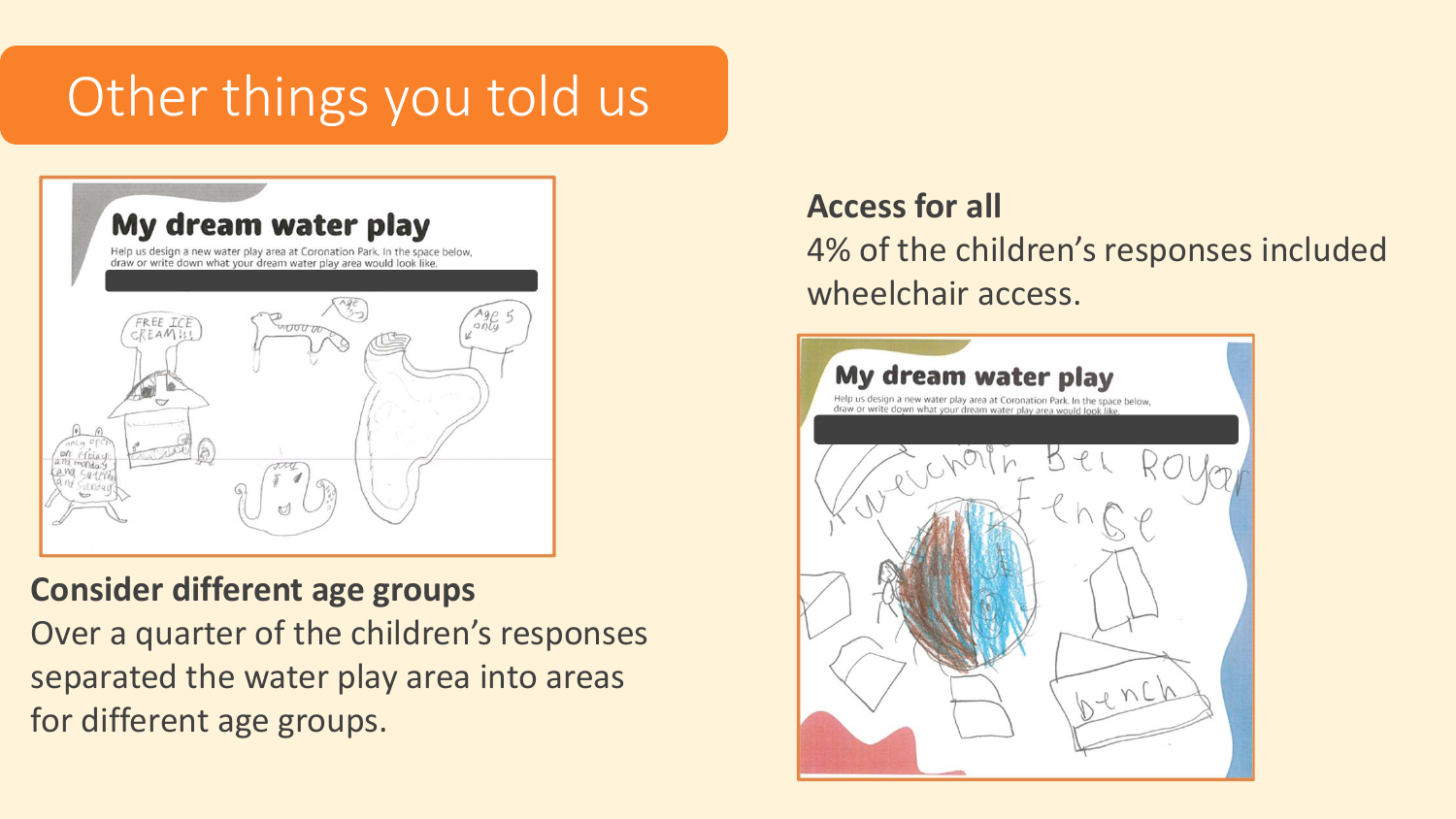# Other things you told us

**Consider different age groups**
Over a quarter of the children's responses separated the water play area into areas for different age groups.

**Access for all**
4% of the children's responses included wheelchair access.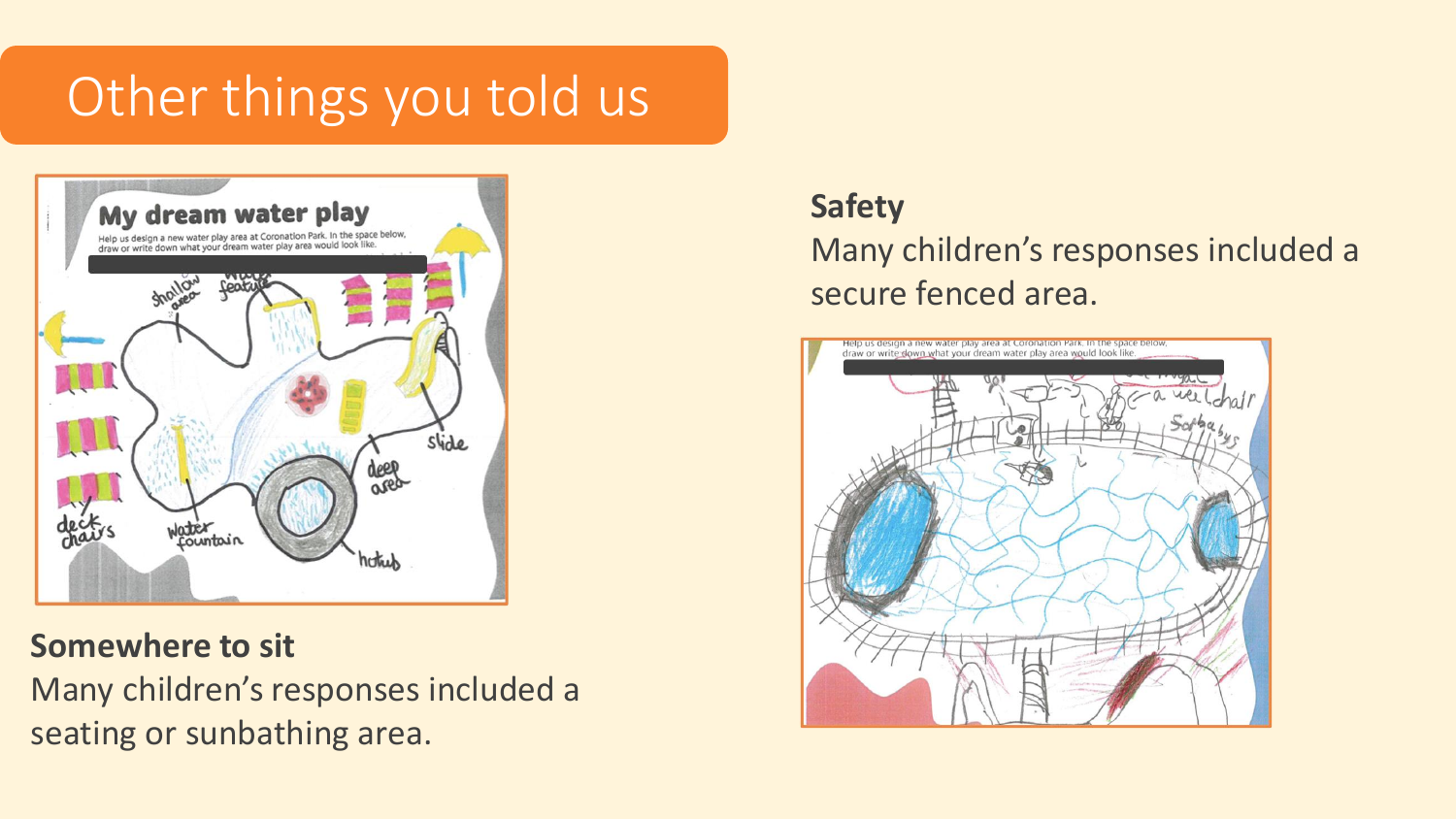# Other things you told us

**Somewhere to sit**

Many children's responses included a seating or sunbathing area.

**Safety**

Many children's responses included a secure fenced area.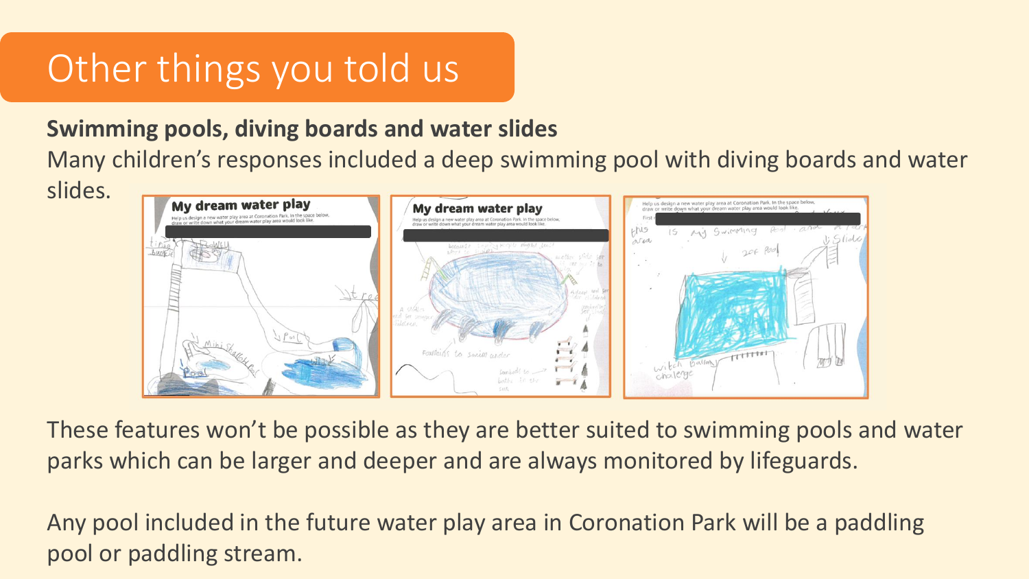# Other things you told us

**Swimming pools, diving boards and water slides**

Many children's responses included a deep swimming pool with diving boards and water slides.

These features won't be possible as they are better suited to swimming pools and water parks which can be larger and deeper and are always monitored by lifeguards.

Any pool included in the future water play area in Coronation Park will be a paddling pool or paddling stream.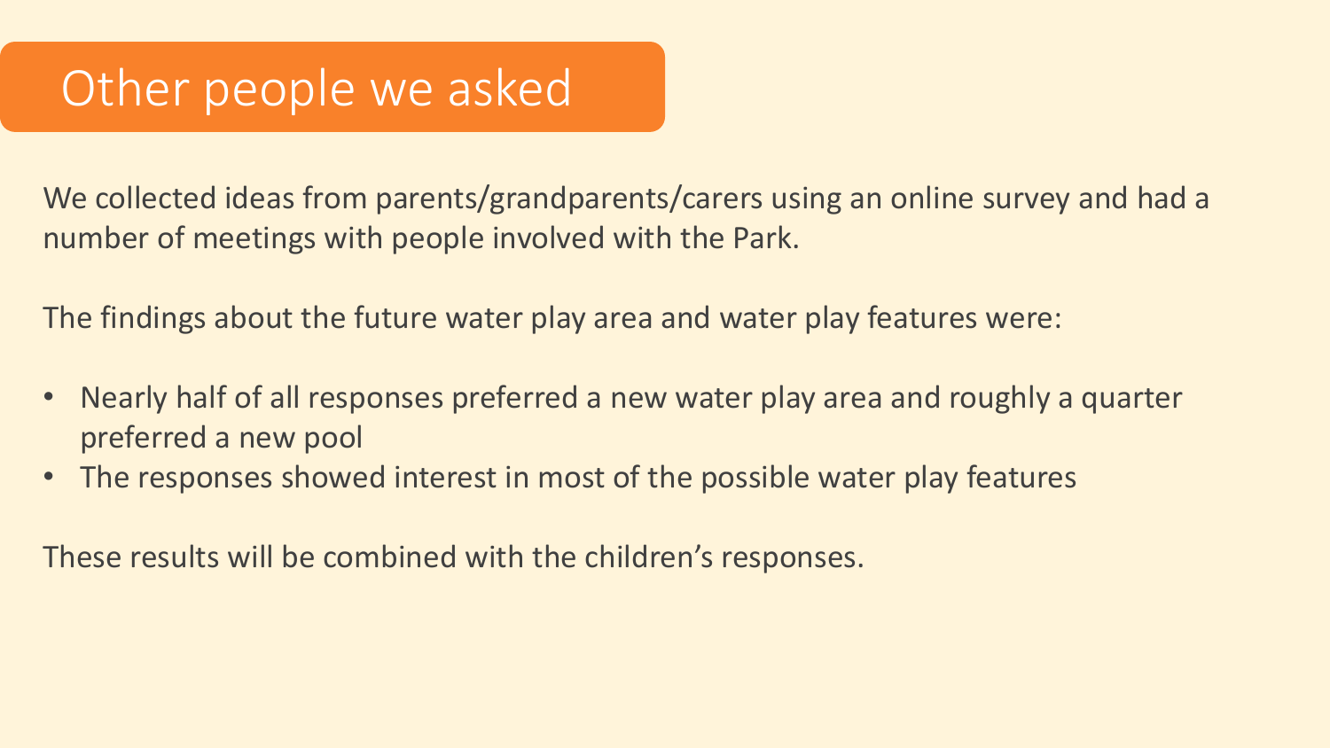# Other people we asked

We collected ideas from parents/grandparents/carers using an online survey and had a number of meetings with people involved with the Park.

The findings about the future water play area and water play features were:

- Nearly half of all responses preferred a new water play area and roughly a quarter preferred a new pool
- The responses showed interest in most of the possible water play features

These results will be combined with the children's responses.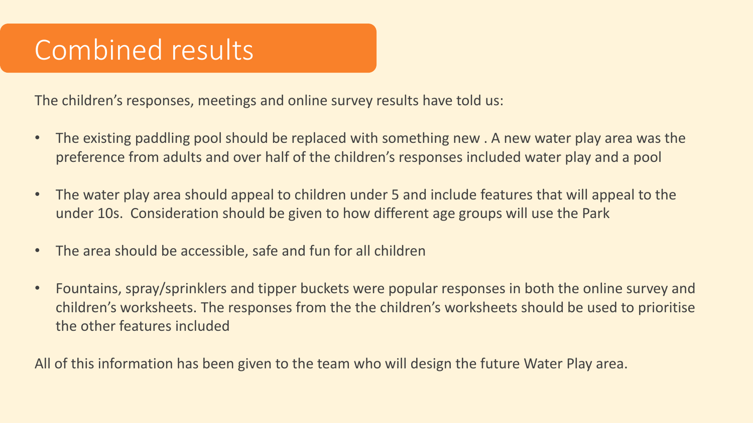# Combined results

The children's responses, meetings and online survey results have told us:

- The existing paddling pool should be replaced with something new . A new water play area was the preference from adults and over half of the children's responses included water play and a pool
- The water play area should appeal to children under 5 and include features that will appeal to the under 10s. Consideration should be given to how different age groups will use the Park
- The area should be accessible, safe and fun for all children
- Fountains, spray/sprinklers and tipper buckets were popular responses in both the online survey and children's worksheets. The responses from the the children's worksheets should be used to prioritise the other features included

All of this information has been given to the team who will design the future Water Play area.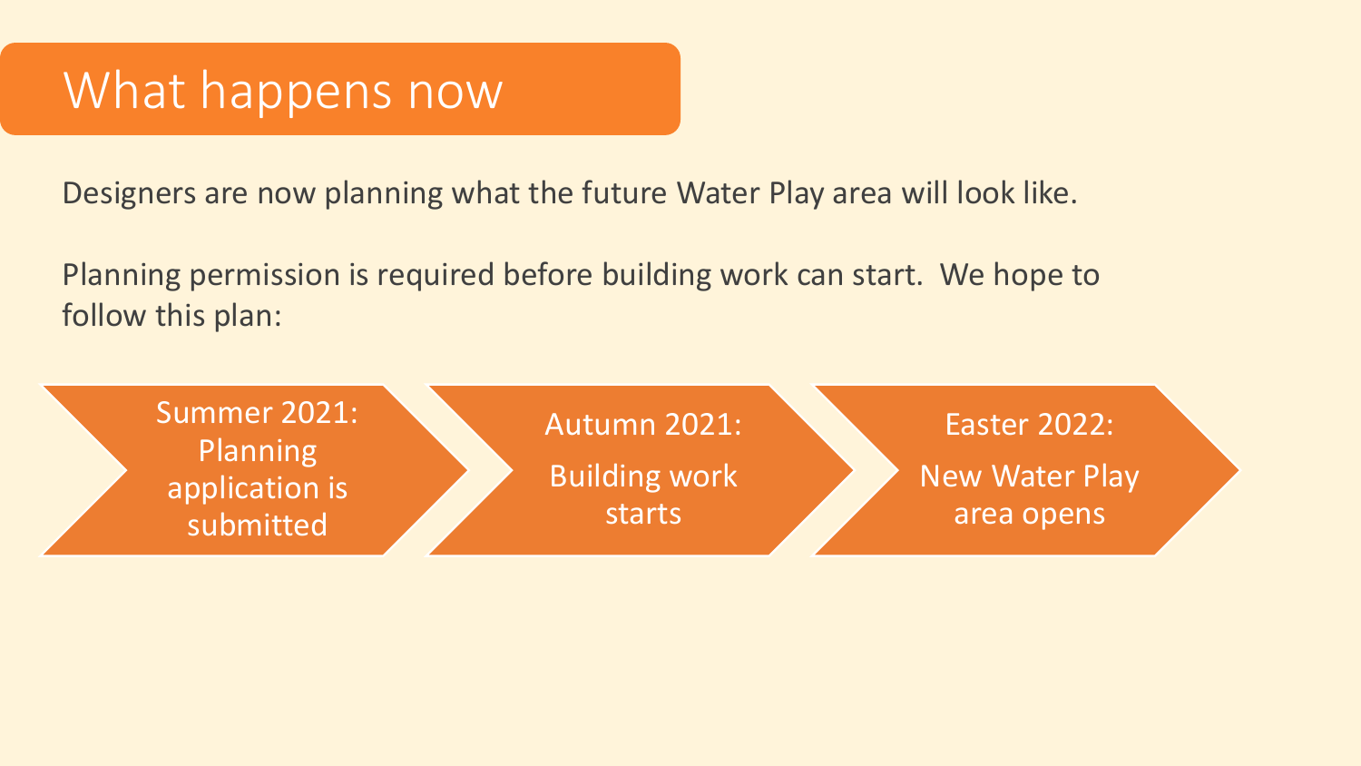# What happens now

Designers are now planning what the future Water Play area will look like.

Planning permission is required before building work can start. We hope to follow this plan:

- Summer 2021: Planning application is submitted
- Autumn 2021: Building work starts
- Easter 2022: New Water Play area opens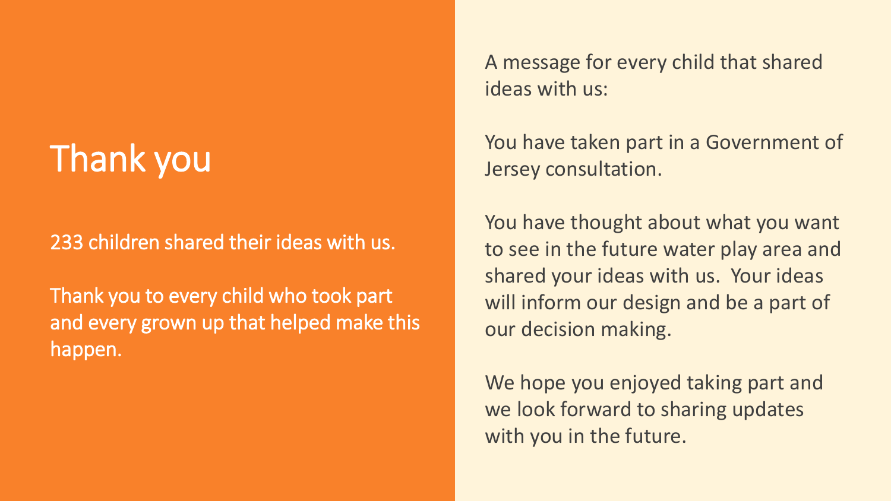# Thank you

233 children shared their ideas with us.

Thank you to every child who took part and every grown up that helped make this happen.

A message for every child that shared ideas with us:

You have taken part in a Government of Jersey consultation.

You have thought about what you want to see in the future water play area and shared your ideas with us. Your ideas will inform our design and be a part of our decision making.

We hope you enjoyed taking part and we look forward to sharing updates with you in the future.